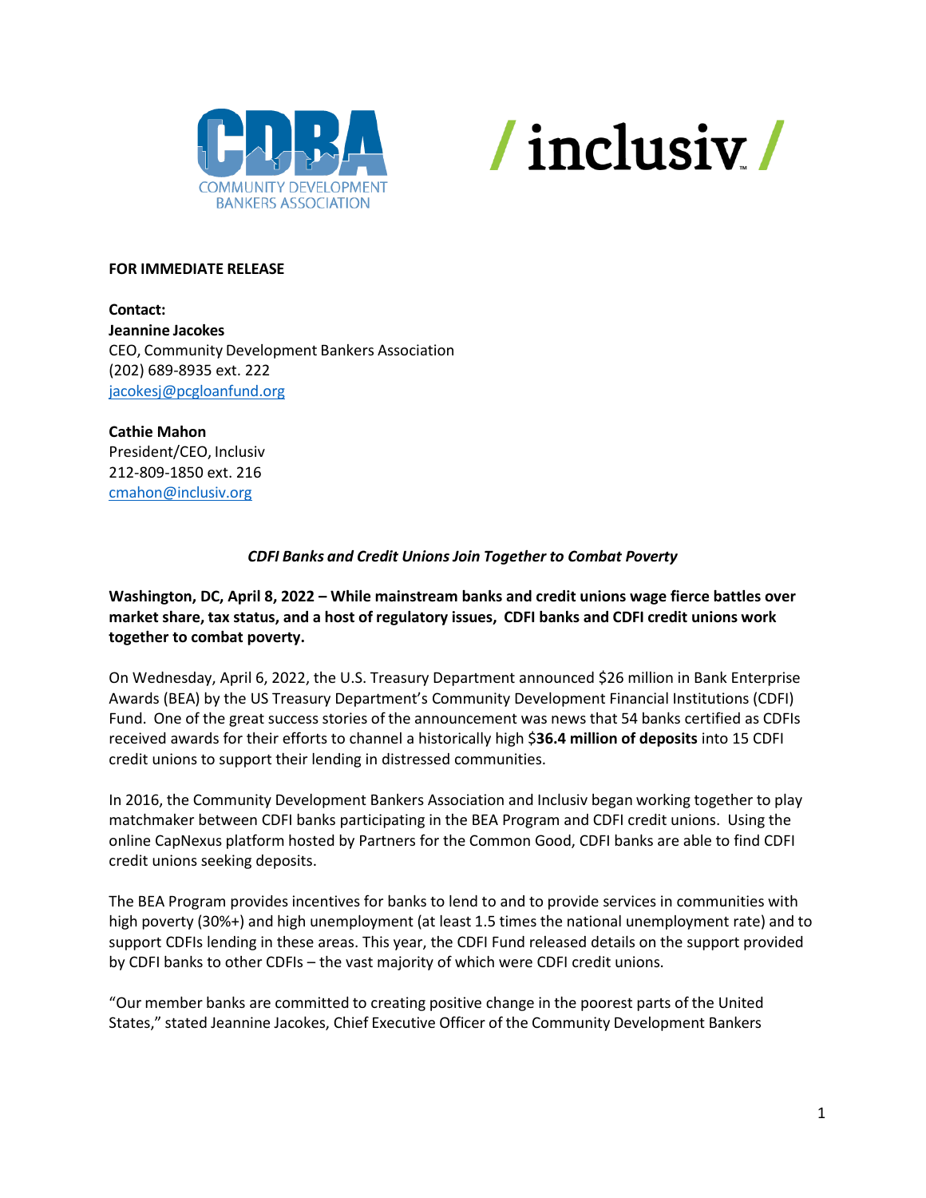**FOR IMMEDIATE RELEASE**

**Contact:**
**Jeannine Jacokes**
CEO, Community Development Bankers Association
(202) 689-8935 ext. 222
jacokesj@pcgloanfund.org

**Cathie Mahon**
President/CEO, Inclusiv
212-809-1850 ext. 216
cmahon@inclusiv.org

***CDFI Banks and Credit Unions Join Together to Combat Poverty***

**Washington, DC, April 8, 2022 – While mainstream banks and credit unions wage fierce battles over market share, tax status, and a host of regulatory issues, CDFI banks and CDFI credit unions work together to combat poverty.**

On Wednesday, April 6, 2022, the U.S. Treasury Department announced $26 million in Bank Enterprise Awards (BEA) by the US Treasury Department's Community Development Financial Institutions (CDFI) Fund. One of the great success stories of the announcement was news that 54 banks certified as CDFIs received awards for their efforts to channel a historically high $**36.4 million of deposits** into 15 CDFI credit unions to support their lending in distressed communities.

In 2016, the Community Development Bankers Association and Inclusiv began working together to play matchmaker between CDFI banks participating in the BEA Program and CDFI credit unions. Using the online CapNexus platform hosted by Partners for the Common Good, CDFI banks are able to find CDFI credit unions seeking deposits.

The BEA Program provides incentives for banks to lend to and to provide services in communities with high poverty (30%+) and high unemployment (at least 1.5 times the national unemployment rate) and to support CDFIs lending in these areas. This year, the CDFI Fund released details on the support provided by CDFI banks to other CDFIs – the vast majority of which were CDFI credit unions.

"Our member banks are committed to creating positive change in the poorest parts of the United States," stated Jeannine Jacokes, Chief Executive Officer of the Community Development Bankers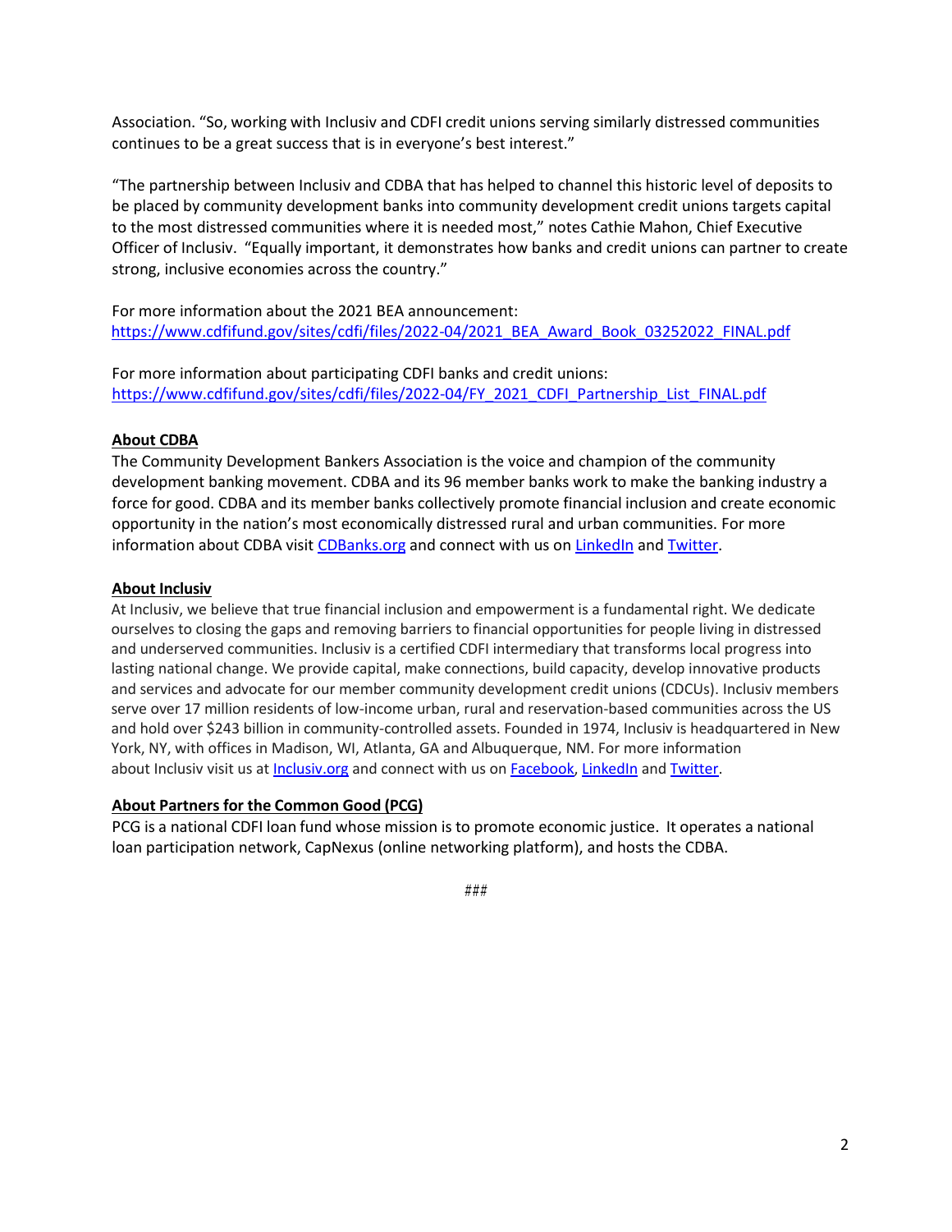Association. "So, working with Inclusiv and CDFI credit unions serving similarly distressed communities continues to be a great success that is in everyone's best interest."

"The partnership between Inclusiv and CDBA that has helped to channel this historic level of deposits to be placed by community development banks into community development credit unions targets capital to the most distressed communities where it is needed most," notes Cathie Mahon, Chief Executive Officer of Inclusiv. "Equally important, it demonstrates how banks and credit unions can partner to create strong, inclusive economies across the country."

For more information about the 2021 BEA announcement:
https://www.cdfifund.gov/sites/cdfi/files/2022-04/2021_BEA_Award_Book_03252022_FINAL.pdf

For more information about participating CDFI banks and credit unions:
https://www.cdfifund.gov/sites/cdfi/files/2022-04/FY_2021_CDFI_Partnership_List_FINAL.pdf

**About CDBA**

The Community Development Bankers Association is the voice and champion of the community development banking movement. CDBA and its 96 member banks work to make the banking industry a force for good. CDBA and its member banks collectively promote financial inclusion and create economic opportunity in the nation's most economically distressed rural and urban communities. For more information about CDBA visit CDBanks.org and connect with us on LinkedIn and Twitter.

**About Inclusiv**

At Inclusiv, we believe that true financial inclusion and empowerment is a fundamental right. We dedicate ourselves to closing the gaps and removing barriers to financial opportunities for people living in distressed and underserved communities. Inclusiv is a certified CDFI intermediary that transforms local progress into lasting national change. We provide capital, make connections, build capacity, develop innovative products and services and advocate for our member community development credit unions (CDCUs). Inclusiv members serve over 17 million residents of low-income urban, rural and reservation-based communities across the US and hold over $243 billion in community-controlled assets. Founded in 1974, Inclusiv is headquartered in New York, NY, with offices in Madison, WI, Atlanta, GA and Albuquerque, NM. For more information about Inclusiv visit us at Inclusiv.org and connect with us on Facebook, LinkedIn and Twitter.

**About Partners for the Common Good (PCG)**

PCG is a national CDFI loan fund whose mission is to promote economic justice. It operates a national loan participation network, CapNexus (online networking platform), and hosts the CDBA.

###